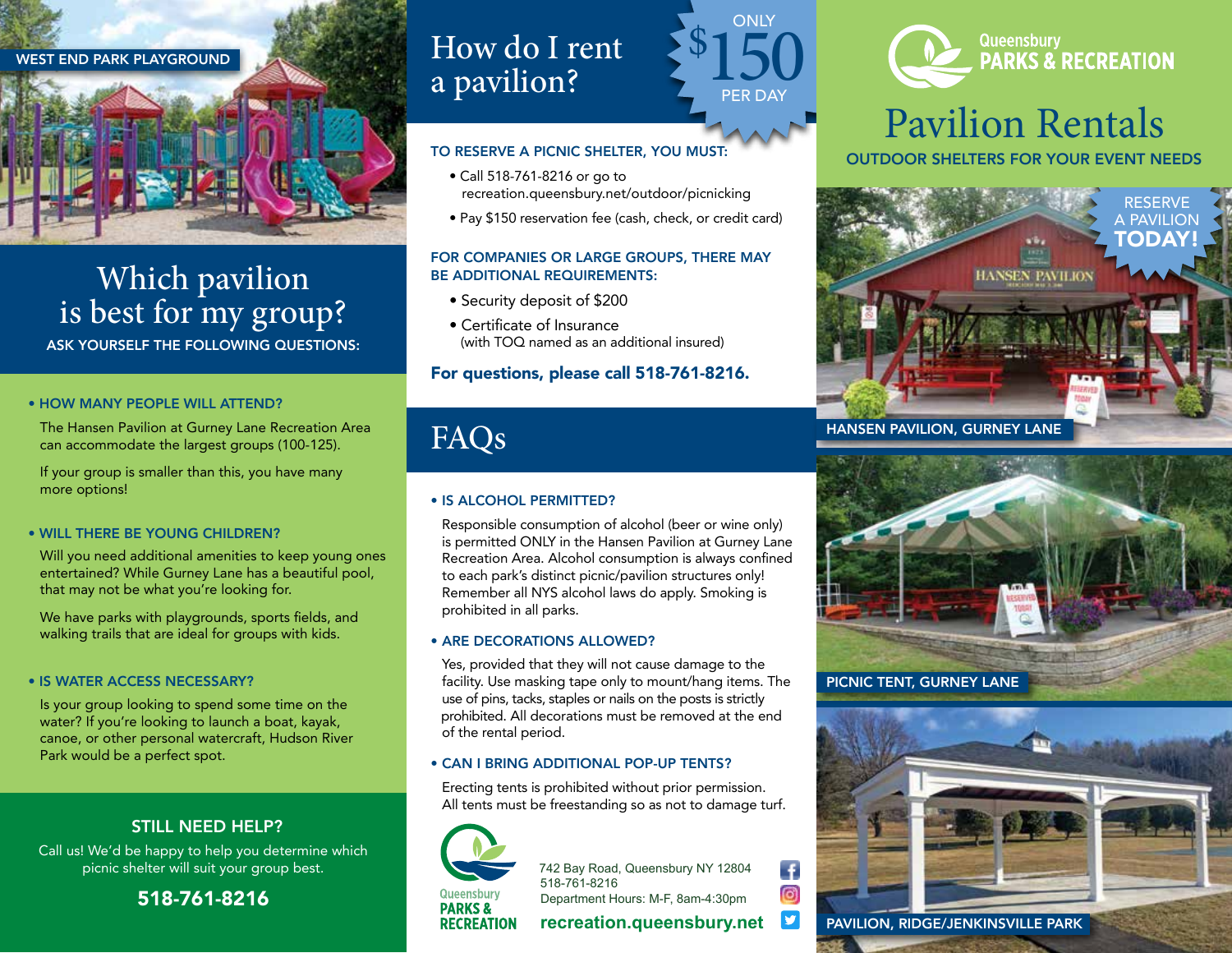WEST END PARK PLAYGROUND

## Which pavilion is best for my group?

ASK YOURSELF THE FOLLOWING QUESTIONS:

- **HOW MANY PEOPLE WILL ATTEND?**

  The Hansen Pavilion at Gurney Lane Recreation Area can accommodate the largest groups (100-125).

  If your group is smaller than this, you have many more options!

- **WILL THERE BE YOUNG CHILDREN?**

  Will you need additional amenities to keep young ones entertained? While Gurney Lane has a beautiful pool, that may not be what you're looking for.

  We have parks with playgrounds, sports fields, and walking trails that are ideal for groups with kids.

- **IS WATER ACCESS NECESSARY?**

  Is your group looking to spend some time on the water? If you're looking to launch a boat, kayak, canoe, or other personal watercraft, Hudson River Park would be a perfect spot.

### STILL NEED HELP?

Call us! We'd be happy to help you determine which picnic shelter will suit your group best.

**518-761-8216**

## How do I rent a pavilion?

ONLY $150 PER DAY

**TO RESERVE A PICNIC SHELTER, YOU MUST:**

- Call 518-761-8216 or go to recreation.queensbury.net/outdoor/picnicking
- Pay $150 reservation fee (cash, check, or credit card)

**FOR COMPANIES OR LARGE GROUPS, THERE MAY BE ADDITIONAL REQUIREMENTS:**

- Security deposit of $200
- Certificate of Insurance (with TOQ named as an additional insured)

**For questions, please call 518-761-8216.**

## FAQs

- **IS ALCOHOL PERMITTED?**

  Responsible consumption of alcohol (beer or wine only) is permitted ONLY in the Hansen Pavilion at Gurney Lane Recreation Area. Alcohol consumption is always confined to each park's distinct picnic/pavilion structures only! Remember all NYS alcohol laws do apply. Smoking is prohibited in all parks.

- **ARE DECORATIONS ALLOWED?**

  Yes, provided that they will not cause damage to the facility. Use masking tape only to mount/hang items. The use of pins, tacks, staples or nails on the posts is strictly prohibited. All decorations must be removed at the end of the rental period.

- **CAN I BRING ADDITIONAL POP-UP TENTS?**

  Erecting tents is prohibited without prior permission. All tents must be freestanding so as not to damage turf.

Queensbury PARKS & RECREATION

742 Bay Road, Queensbury NY 12804
518-761-8216
Department Hours: M-F, 8am-4:30pm
**recreation.queensbury.net**

Queensbury PARKS & RECREATION

# Pavilion Rentals

OUTDOOR SHELTERS FOR YOUR EVENT NEEDS

RESERVE A PAVILION **TODAY!**

HANSEN PAVILION, GURNEY LANE

PICNIC TENT, GURNEY LANE

PAVILION, RIDGE/JENKINSVILLE PARK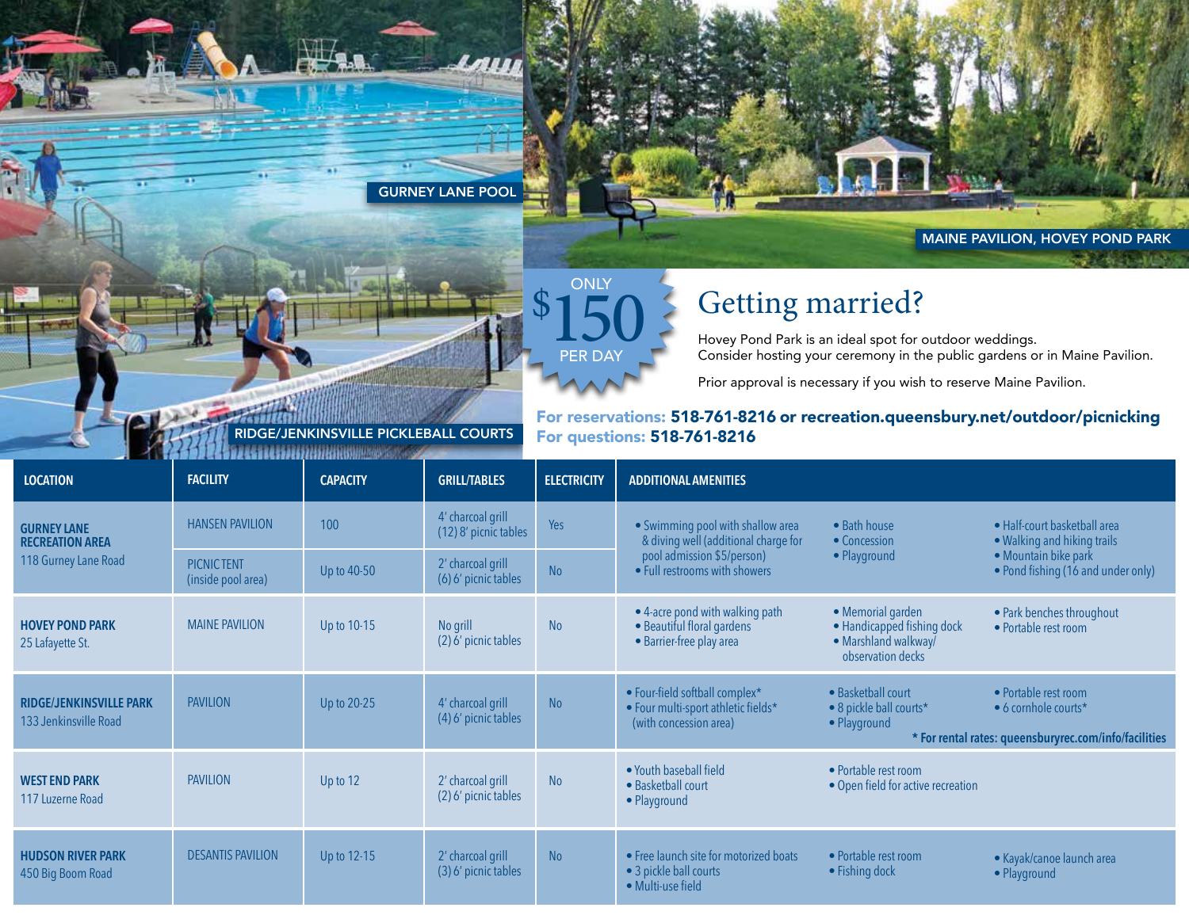GURNEY LANE POOL

MAINE PAVILION, HOVEY POND PARK

RIDGE/JENKINSVILLE PICKLEBALL COURTS

ONLY $150 PER DAY

# Getting married?

Hovey Pond Park is an ideal spot for outdoor weddings.
Consider hosting your ceremony in the public gardens or in Maine Pavilion.

Prior approval is necessary if you wish to reserve Maine Pavilion.

**For reservations: 518-761-8216 or recreation.queensbury.net/outdoor/picnicking**
**For questions: 518-761-8216**

| LOCATION | FACILITY | CAPACITY | GRILL/TABLES | ELECTRICITY | ADDITIONAL AMENITIES |
|---|---|---|---|---|---|
| **GURNEY LANE RECREATION AREA** 118 Gurney Lane Road | HANSEN PAVILION | 100 | 4' charcoal grill (12) 8' picnic tables | Yes | • Swimming pool with shallow area & diving well (additional charge for pool admission $5/person) • Full restrooms with showers • Bath house • Concession • Playground • Half-court basketball area • Walking and hiking trails • Mountain bike park • Pond fishing (16 and under only) |
| | PICNIC TENT (inside pool area) | Up to 40-50 | 2' charcoal grill (6) 6' picnic tables | No | |
| **HOVEY POND PARK** 25 Lafayette St. | MAINE PAVILION | Up to 10-15 | No grill (2) 6' picnic tables | No | • 4-acre pond with walking path • Beautiful floral gardens • Barrier-free play area • Memorial garden • Handicapped fishing dock • Marshland walkway/ observation decks • Park benches throughout • Portable rest room |
| **RIDGE/JENKINSVILLE PARK** 133 Jenkinsville Road | PAVILION | Up to 20-25 | 4' charcoal grill (4) 6' picnic tables | No | • Four-field softball complex* • Four multi-sport athletic fields* (with concession area) • Basketball court • 8 pickle ball courts* • Playground • Portable rest room • 6 cornhole courts* **\* For rental rates: queensburyrec.com/info/facilities** |
| **WEST END PARK** 117 Luzerne Road | PAVILION | Up to 12 | 2' charcoal grill (2) 6' picnic tables | No | • Youth baseball field • Basketball court • Playground • Portable rest room • Open field for active recreation |
| **HUDSON RIVER PARK** 450 Big Boom Road | DESANTIS PAVILION | Up to 12-15 | 2' charcoal grill (3) 6' picnic tables | No | • Free launch site for motorized boats • 3 pickle ball courts • Multi-use field • Portable rest room • Fishing dock • Kayak/canoe launch area • Playground |